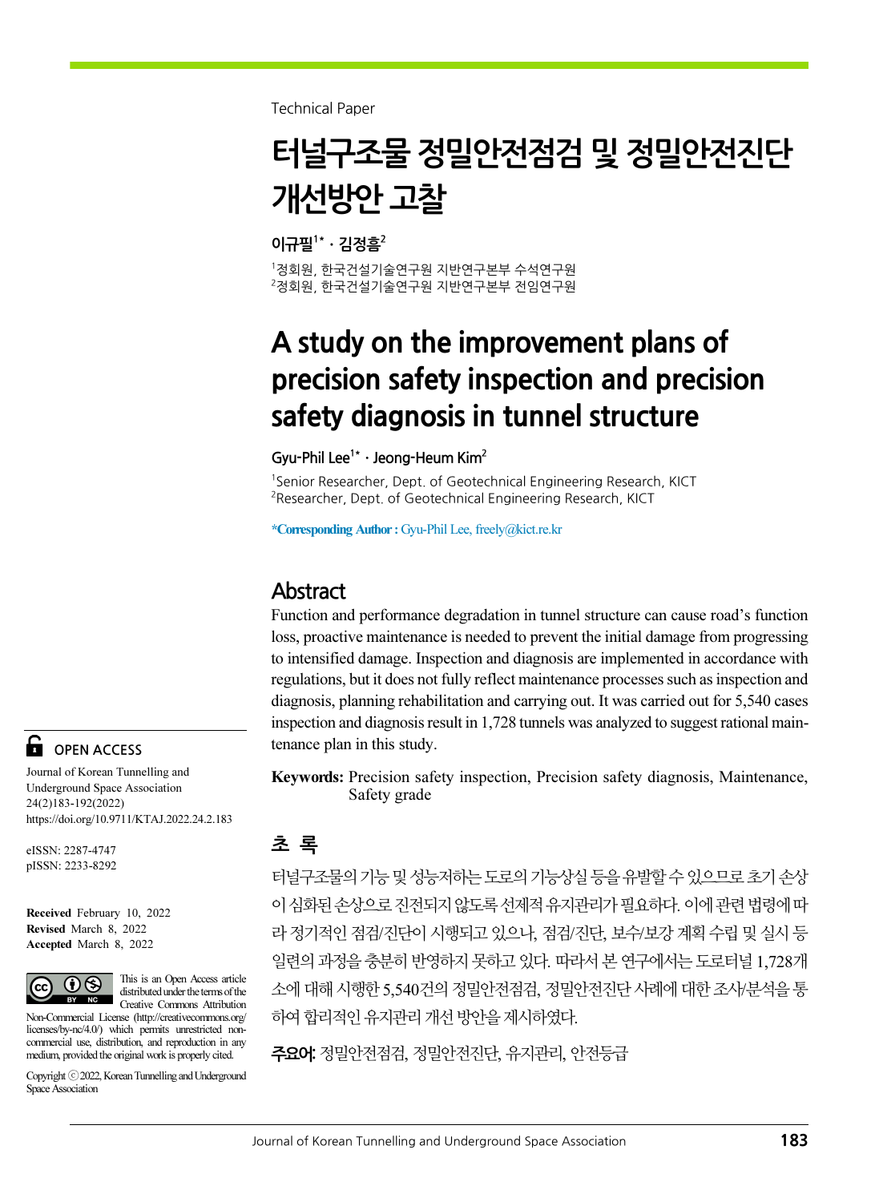Technical Paper

# 터널구조물 정밀안전점검 및 정밀안전진단 개선방안 고찰

**이규필[1*] · 김정흠[2]**

[1]정회원, 한국건설기술연구원 지반연구본부 수석연구원
[2]정회원, 한국건설기술연구원 지반연구본부 전임연구원

# A study on the improvement plans of precision safety inspection and precision safety diagnosis in tunnel structure

**Gyu-Phil Lee[1*] · Jeong-Heum Kim[2]**

[1]Senior Researcher, Dept. of Geotechnical Engineering Research, KICT
[2]Researcher, Dept. of Geotechnical Engineering Research, KICT

***Corresponding Author :** Gyu-Phil Lee, freely@kict.re.kr

## Abstract

Function and performance degradation in tunnel structure can cause road's function loss, proactive maintenance is needed to prevent the initial damage from progressing to intensified damage. Inspection and diagnosis are implemented in accordance with regulations, but it does not fully reflect maintenance processes such as inspection and diagnosis, planning rehabilitation and carrying out. It was carried out for 5,540 cases inspection and diagnosis result in 1,728 tunnels was analyzed to suggest rational maintenance plan in this study.

**Keywords:** Precision safety inspection, Precision safety diagnosis, Maintenance, Safety grade

## 초 록

터널구조물의 기능 및 성능저하는 도로의 기능상실 등을 유발할 수 있으므로 초기 손상이 심화된 손상으로 진전되지 않도록 선제적 유지관리가 필요하다. 이에 관련 법령에 따라 정기적인 점검/진단이 시행되고 있으나, 점검/진단, 보수/보강 계획 수립 및 실시 등 일련의 과정을 충분히 반영하지 못하고 있다. 따라서 본 연구에서는 도로터널 1,728개소에 대해 시행한 5,540건의 정밀안전점검, 정밀안전진단 사례에 대한 조사/분석을 통하여 합리적인 유지관리 개선 방안을 제시하였다.

**주요어:** 정밀안전점검, 정밀안전진단, 유지관리, 안전등급

OPEN ACCESS

Journal of Korean Tunnelling and Underground Space Association
24(2)183-192(2022)
https://doi.org/10.9711/KTAJ.2022.24.2.183

eISSN: 2287-4747
pISSN: 2233-8292

**Received** February 10, 2022
**Revised** March 8, 2022
**Accepted** March 8, 2022

This is an Open Access article distributed under the terms of the Creative Commons Attribution Non-Commercial License (http://creativecommons.org/licenses/by-nc/4.0/) which permits unrestricted non-commercial use, distribution, and reproduction in any medium, provided the original work is properly cited.

Copyright ⓒ 2022, Korean Tunnelling and Underground Space Association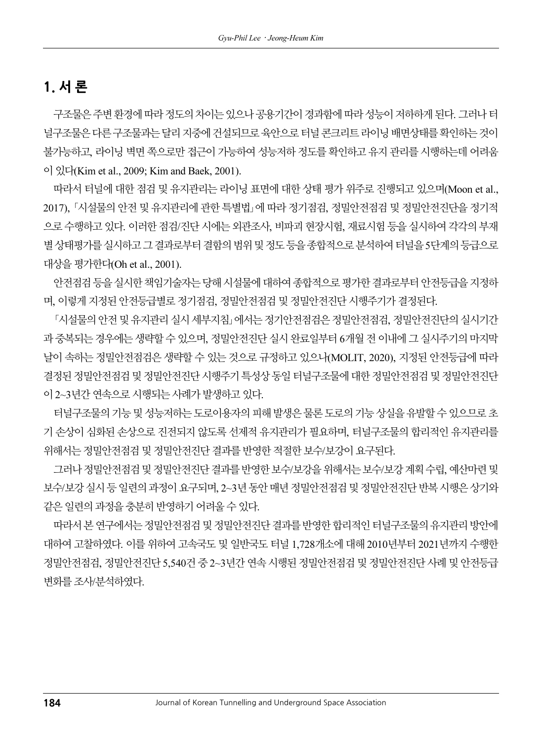## 1. 서 론

구조물은 주변 환경에 따라 정도의 차이는 있으나 공용기간이 경과함에 따라 성능이 저하하게 된다. 그러나 터널구조물은 다른 구조물과는 달리 지중에 건설되므로 육안으로 터널 콘크리트 라이닝 배면상태를 확인하는 것이 불가능하고, 라이닝 벽면 쪽으로만 접근이 가능하여 성능저하 정도를 확인하고 유지 관리를 시행하는데 어려움이 있다(Kim et al., 2009; Kim and Baek, 2001).

따라서 터널에 대한 점검 및 유지관리는 라이닝 표면에 대한 상태 평가 위주로 진행되고 있으며(Moon et al., 2017), 「시설물의 안전 및 유지관리에 관한 특별법」에 따라 정기점검, 정밀안전점검 및 정밀안전진단을 정기적으로 수행하고 있다. 이러한 점검/진단 시에는 외관조사, 비파괴 현장시험, 재료시험 등을 실시하여 각각의 부재별 상태평가를 실시하고 그 결과로부터 결함의 범위 및 정도 등을 종합적으로 분석하여 터널을 5단계의 등급으로 대상을 평가한다(Oh et al., 2001).

안전점검 등을 실시한 책임기술자는 당해 시설물에 대하여 종합적으로 평가한 결과로부터 안전등급을 지정하며, 이렇게 지정된 안전등급별로 정기점검, 정밀안전점검 및 정밀안전진단 시행주기가 결정된다.

「시설물의 안전 및 유지관리 실시 세부지침」에서는 정기안전점검은 정밀안전점검, 정밀안전진단의 실시기간과 중복되는 경우에는 생략할 수 있으며, 정밀안전진단 실시 완료일부터 6개월 전 이내에 그 실시주기의 마지막 날이 속하는 정밀안전점검은 생략할 수 있는 것으로 규정하고 있으나(MOLIT, 2020), 지정된 안전등급에 따라 결정된 정밀안전점검 및 정밀안전진단 시행주기 특성상 동일 터널구조물에 대한 정밀안전점검 및 정밀안전진단이 2~3년간 연속으로 시행되는 사례가 발생하고 있다.

터널구조물의 기능 및 성능저하는 도로이용자의 피해 발생은 물론 도로의 기능 상실을 유발할 수 있으므로 초기 손상이 심화된 손상으로 진전되지 않도록 선제적 유지관리가 필요하며, 터널구조물의 합리적인 유지관리를 위해서는 정밀안전점검 및 정밀안전진단 결과를 반영한 적절한 보수/보강이 요구된다.

그러나 정밀안전점검 및 정밀안전진단 결과를 반영한 보수/보강을 위해서는 보수/보강 계획 수립, 예산마련 및 보수/보강 실시 등 일련의 과정이 요구되며, 2~3년 동안 매년 정밀안전점검 및 정밀안전진단 반복 시행은 상기와 같은 일련의 과정을 충분히 반영하기 어려울 수 있다.

따라서 본 연구에서는 정밀안전점검 및 정밀안전진단 결과를 반영한 합리적인 터널구조물의 유지관리 방안에 대하여 고찰하였다. 이를 위하여 고속국도 및 일반국도 터널 1,728개소에 대해 2010년부터 2021년까지 수행한 정밀안전점검, 정밀안전진단 5,540건 중 2~3년간 연속 시행된 정밀안전점검 및 정밀안전진단 사례 및 안전등급 변화를 조사/분석하였다.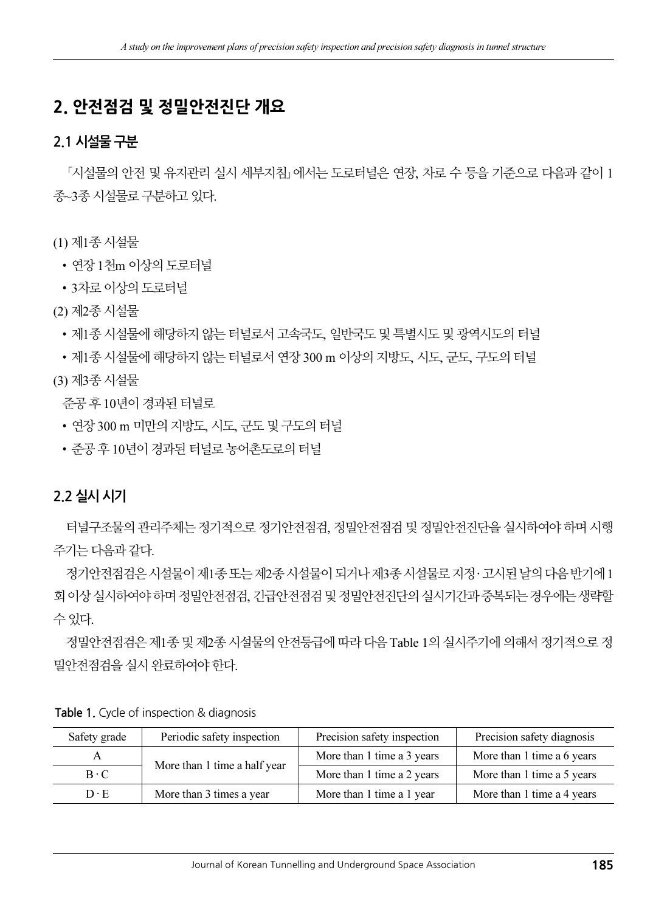## 2. 안전점검 및 정밀안전진단 개요

### 2.1 시설물 구분

「시설물의 안전 및 유지관리 실시 세부지침」에서는 도로터널은 연장, 차로 수 등을 기준으로 다음과 같이 1종~3종 시설물로 구분하고 있다.

(1) 제1종 시설물

- 연장 1천m 이상의 도로터널
- 3차로 이상의 도로터널

(2) 제2종 시설물

- 제1종 시설물에 해당하지 않는 터널로서 고속국도, 일반국도 및 특별시도 및 광역시도의 터널
- 제1종 시설물에 해당하지 않는 터널로서 연장 300 m 이상의 지방도, 시도, 군도, 구도의 터널

(3) 제3종 시설물

준공 후 10년이 경과된 터널로

- 연장 300 m 미만의 지방도, 시도, 군도 및 구도의 터널
- 준공 후 10년이 경과된 터널로 농어촌도로의 터널

### 2.2 실시 시기

터널구조물의 관리주체는 정기적으로 정기안전점검, 정밀안전점검 및 정밀안전진단을 실시하여야 하며 시행주기는 다음과 같다.

정기안전점검은 시설물이 제1종 또는 제2종 시설물이 되거나 제3종 시설물로 지정·고시된 날의 다음 반기에 1회 이상 실시하여야 하며 정밀안전점검, 긴급안전점검 및 정밀안전진단의 실시기간과 중복되는 경우에는 생략할 수 있다.

정밀안전점검은 제1종 및 제2종 시설물의 안전등급에 따라 다음 Table 1의 실시주기에 의해서 정기적으로 정밀안전점검을 실시 완료하여야 한다.

**Table 1.** Cycle of inspection & diagnosis

| Safety grade | Periodic safety inspection | Precision safety inspection | Precision safety diagnosis |
|---|---|---|---|
| A | More than 1 time a half year | More than 1 time a 3 years | More than 1 time a 6 years |
| B · C | | More than 1 time a 2 years | More than 1 time a 5 years |
| D · E | More than 3 times a year | More than 1 time a 1 year | More than 1 time a 4 years |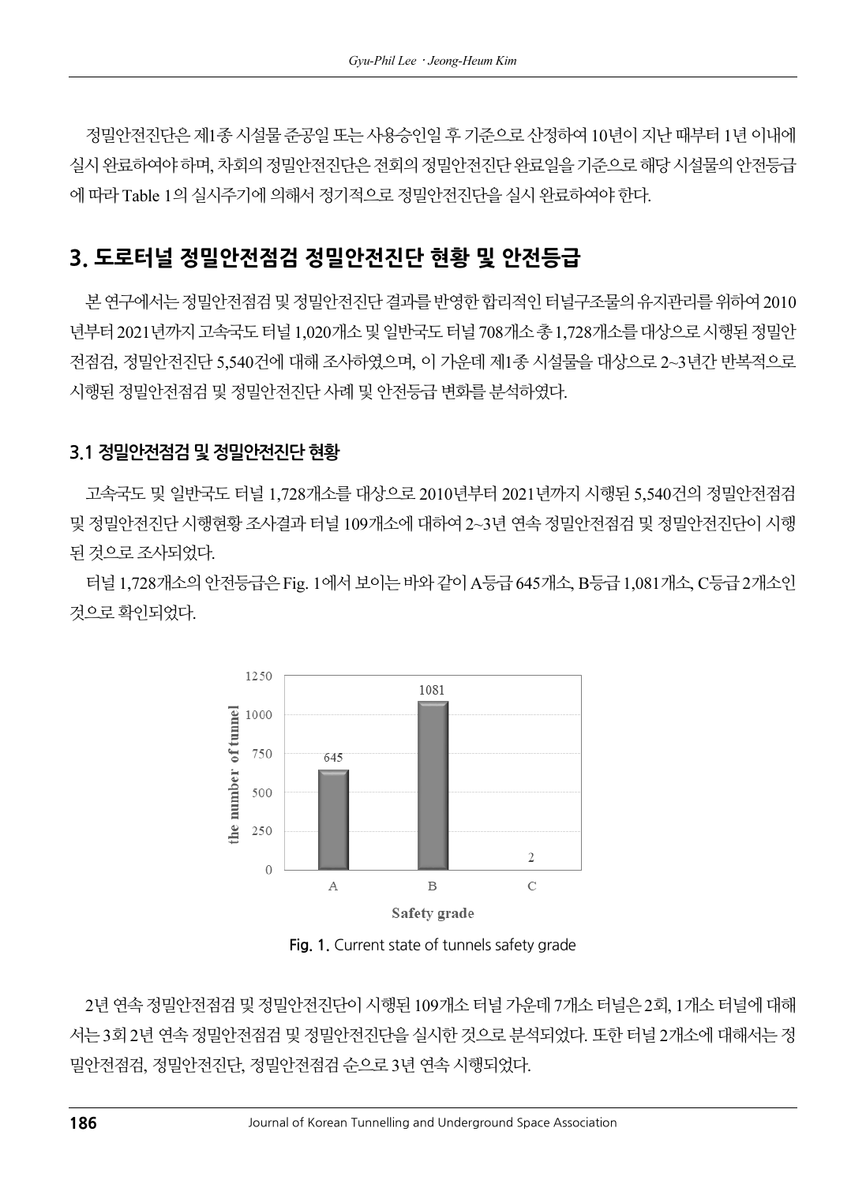정밀안전진단은 제1종 시설물 준공일 또는 사용승인일 후 기준으로 산정하여 10년이 지난 때부터 1년 이내에 실시 완료하여야 하며, 차회의 정밀안전진단은 전회의 정밀안전진단 완료일을 기준으로 해당 시설물의 안전등급에 따라 Table 1의 실시주기에 의해서 정기적으로 정밀안전진단을 실시 완료하여야 한다.

## 3. 도로터널 정밀안전점검 정밀안전진단 현황 및 안전등급

본 연구에서는 정밀안전점검 및 정밀안전진단 결과를 반영한 합리적인 터널구조물의 유지관리를 위하여 2010년부터 2021년까지 고속국도 터널 1,020개소 및 일반국도 터널 708개소 총 1,728개소를 대상으로 시행된 정밀안전점검, 정밀안전진단 5,540건에 대해 조사하였으며, 이 가운데 제1종 시설물을 대상으로 2~3년간 반복적으로 시행된 정밀안전점검 및 정밀안전진단 사례 및 안전등급 변화를 분석하였다.

### 3.1 정밀안전점검 및 정밀안전진단 현황

고속국도 및 일반국도 터널 1,728개소를 대상으로 2010년부터 2021년까지 시행된 5,540건의 정밀안전점검 및 정밀안전진단 시행현황 조사결과 터널 109개소에 대하여 2~3년 연속 정밀안전점검 및 정밀안전진단이 시행된 것으로 조사되었다.

터널 1,728개소의 안전등급은 Fig. 1에서 보이는 바와 같이 A등급 645개소, B등급 1,081개소, C등급 2개소인 것으로 확인되었다.

| Safety grade | the number of tunnel |
|---|---|
| A | 645 |
| B | 1081 |
| C | 2 |

Fig. 1. Current state of tunnels safety grade

2년 연속 정밀안전점검 및 정밀안전진단이 시행된 109개소 터널 가운데 7개소 터널은 2회, 1개소 터널에 대해서는 3회 2년 연속 정밀안전점검 및 정밀안전진단을 실시한 것으로 분석되었다. 또한 터널 2개소에 대해서는 정밀안전점검, 정밀안전진단, 정밀안전점검 순으로 3년 연속 시행되었다.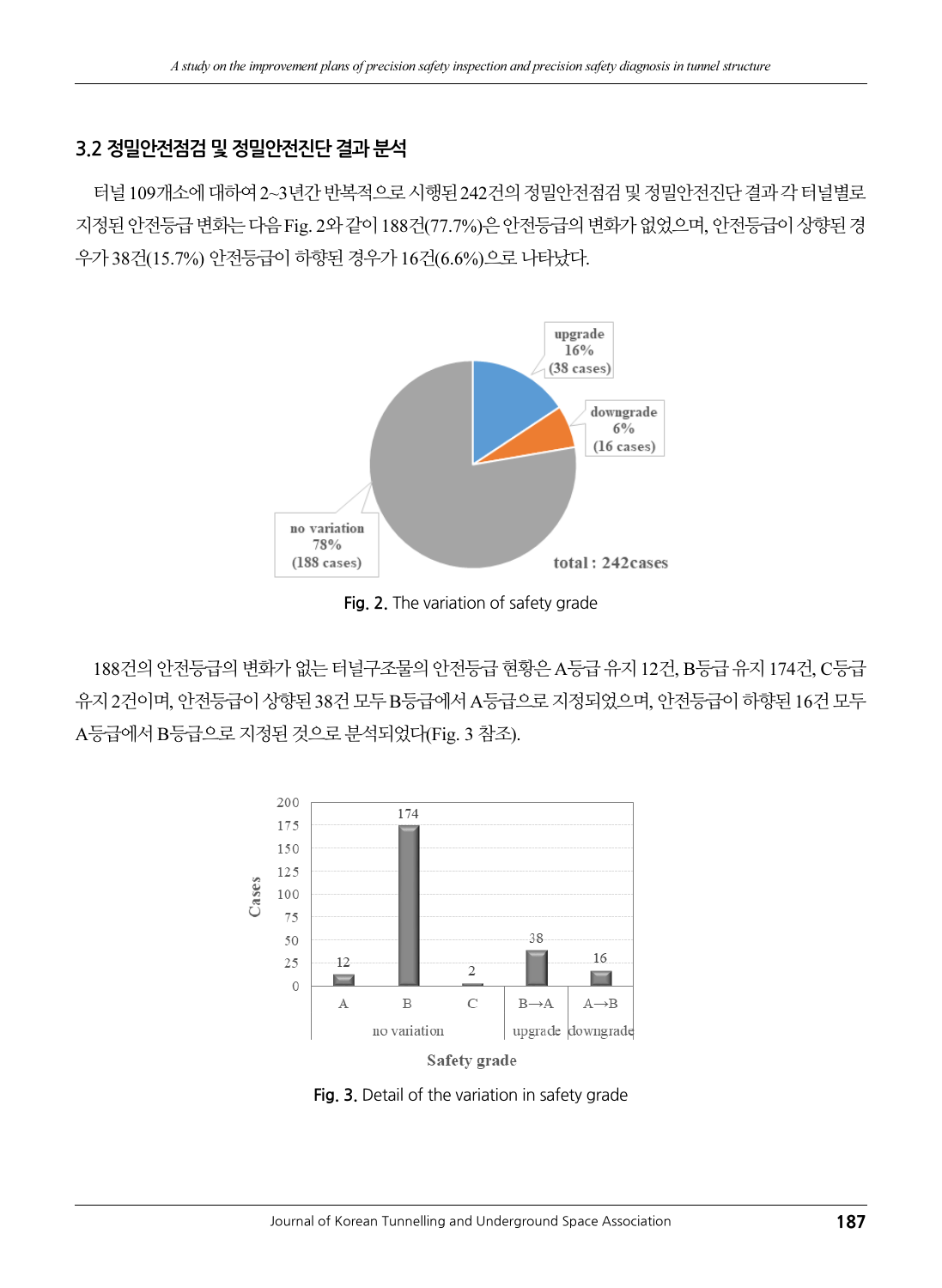## 3.2 정밀안전점검 및 정밀안전진단 결과 분석

터널 109개소에 대하여 2~3년간 반복적으로 시행된 242건의 정밀안전점검 및 정밀안전진단 결과 각 터널별로 지정된 안전등급 변화는 다음 Fig. 2와 같이 188건(77.7%)은 안전등급의 변화가 없었으며, 안전등급이 상향된 경우가 38건(15.7%) 안전등급이 하향된 경우가 16건(6.6%)으로 나타났다.

Fig. 2. The variation of safety grade

188건의 안전등급의 변화가 없는 터널구조물의 안전등급 현황은 A등급 유지 12건, B등급 유지 174건, C등급 유지 2건이며, 안전등급이 상향된 38건 모두 B등급에서 A등급으로 지정되었으며, 안전등급이 하향된 16건 모두 A등급에서 B등급으로 지정된 것으로 분석되었다(Fig. 3 참조).

Fig. 3. Detail of the variation in safety grade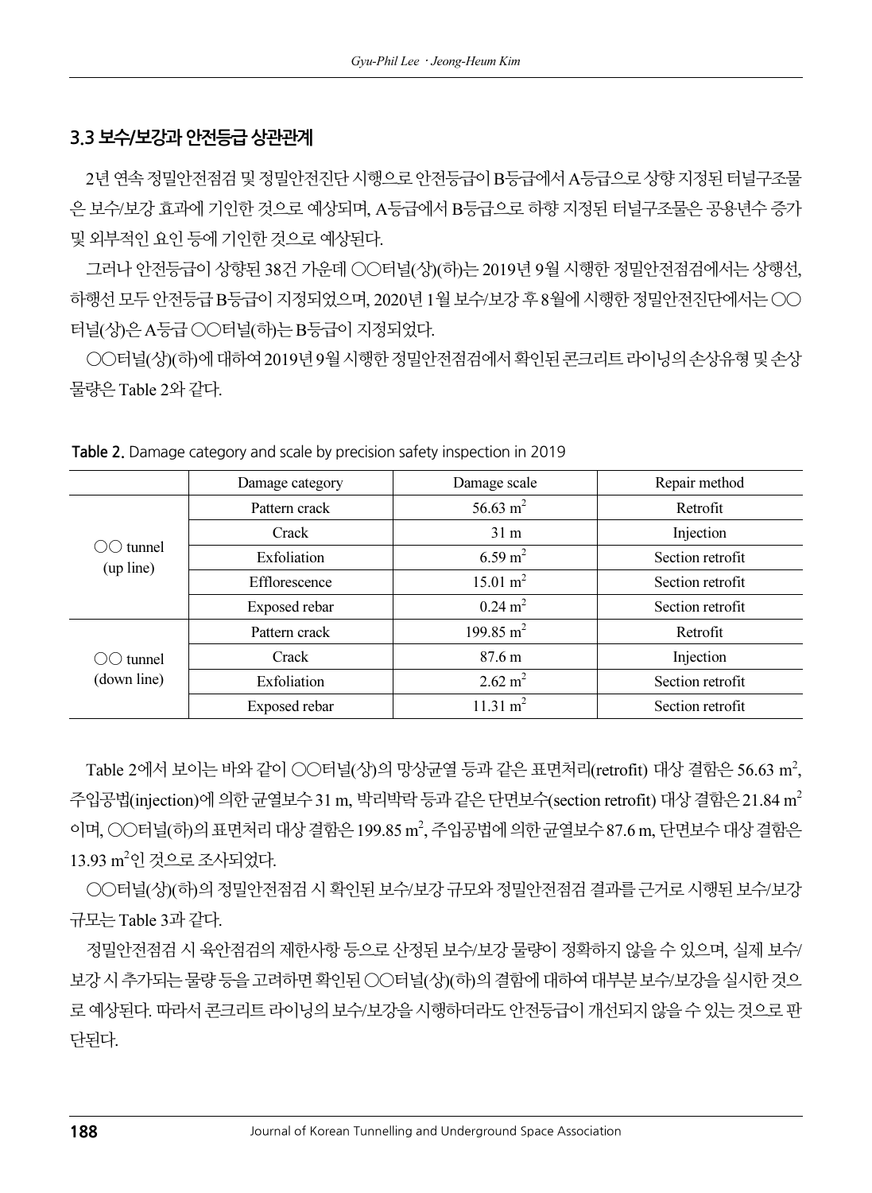### 3.3 보수/보강과 안전등급 상관관계

2년 연속 정밀안전점검 및 정밀안전진단 시행으로 안전등급이 B등급에서 A등급으로 상향 지정된 터널구조물은 보수/보강 효과에 기인한 것으로 예상되며, A등급에서 B등급으로 하향 지정된 터널구조물은 공용년수 증가 및 외부적인 요인 등에 기인한 것으로 예상된다.

그러나 안전등급이 상향된 38건 가운데 ○○터널(상)(하)는 2019년 9월 시행한 정밀안전점검에서는 상행선, 하행선 모두 안전등급 B등급이 지정되었으며, 2020년 1월 보수/보강 후 8월에 시행한 정밀안전진단에서는 ○○터널(상)은 A등급 ○○터널(하)는 B등급이 지정되었다.

○○터널(상)(하)에 대하여 2019년 9월 시행한 정밀안전점검에서 확인된 콘크리트 라이닝의 손상유형 및 손상물량은 Table 2와 같다.

**Table 2.** Damage category and scale by precision safety inspection in 2019

| | Damage category | Damage scale | Repair method |
|---|---|---|---|
| ○○ tunnel (up line) | Pattern crack | 56.63 $m^2$ | Retrofit |
| | Crack | 31 m | Injection |
| | Exfoliation | 6.59 $m^2$ | Section retrofit |
| | Efflorescence | 15.01 $m^2$ | Section retrofit |
| | Exposed rebar | 0.24 $m^2$ | Section retrofit |
| ○○ tunnel (down line) | Pattern crack | 199.85 $m^2$ | Retrofit |
| | Crack | 87.6 m | Injection |
| | Exfoliation | 2.62 $m^2$ | Section retrofit |
| | Exposed rebar | 11.31 $m^2$ | Section retrofit |

Table 2에서 보이는 바와 같이 ○○터널(상)의 망상균열 등과 같은 표면처리(retrofit) 대상 결함은 56.63 $m^2$, 주입공법(injection)에 의한 균열보수 31 m, 박리박락 등과 같은 단면보수(section retrofit) 대상 결함은 21.84 $m^2$이며, ○○터널(하)의 표면처리 대상 결함은 199.85 $m^2$, 주입공법에 의한 균열보수 87.6 m, 단면보수 대상 결함은 13.93 $m^2$인 것으로 조사되었다.

○○터널(상)(하)의 정밀안전점검 시 확인된 보수/보강 규모와 정밀안전점검 결과를 근거로 시행된 보수/보강 규모는 Table 3과 같다.

정밀안전점검 시 육안점검의 제한사항 등으로 산정된 보수/보강 물량이 정확하지 않을 수 있으며, 실제 보수/보강 시 추가되는 물량 등을 고려하면 확인된 ○○터널(상)(하)의 결함에 대하여 대부분 보수/보강을 실시한 것으로 예상된다. 따라서 콘크리트 라이닝의 보수/보강을 시행하더라도 안전등급이 개선되지 않을 수 있는 것으로 판단된다.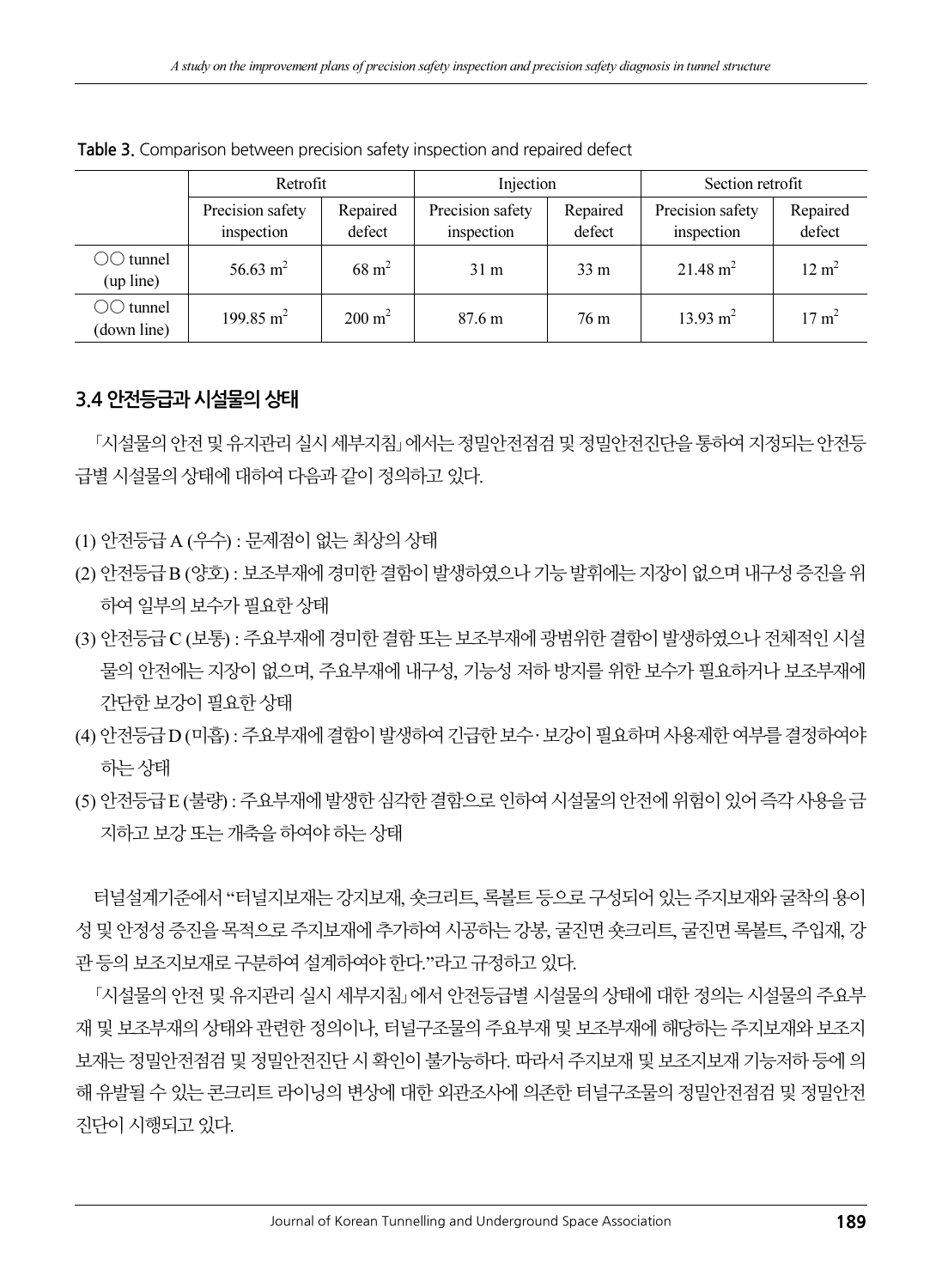**Table 3.** Comparison between precision safety inspection and repaired defect

| | Retrofit | | Injection | | Section retrofit | |
|---|---|---|---|---|---|---|
| | Precision safety inspection | Repaired defect | Precision safety inspection | Repaired defect | Precision safety inspection | Repaired defect |
| ○○ tunnel (up line) | 56.63 $m^2$ | 68 $m^2$ | 31 m | 33 m | 21.48 $m^2$ | 12 $m^2$ |
| ○○ tunnel (down line) | 199.85 $m^2$ | 200 $m^2$ | 87.6 m | 76 m | 13.93 $m^2$ | 17 $m^2$ |

## 3.4 안전등급과 시설물의 상태

「시설물의 안전 및 유지관리 실시 세부지침」에서는 정밀안전점검 및 정밀안전진단을 통하여 지정되는 안전등급별 시설물의 상태에 대하여 다음과 같이 정의하고 있다.

(1) 안전등급 A (우수) : 문제점이 없는 최상의 상태

(2) 안전등급 B (양호) : 보조부재에 경미한 결함이 발생하였으나 기능 발휘에는 지장이 없으며 내구성 증진을 위하여 일부의 보수가 필요한 상태

(3) 안전등급 C (보통) : 주요부재에 경미한 결함 또는 보조부재에 광범위한 결함이 발생하였으나 전체적인 시설물의 안전에는 지장이 없으며, 주요부재에 내구성, 기능성 저하 방지를 위한 보수가 필요하거나 보조부재에 간단한 보강이 필요한 상태

(4) 안전등급 D (미흡) : 주요부재에 결함이 발생하여 긴급한 보수·보강이 필요하며 사용제한 여부를 결정하여야 하는 상태

(5) 안전등급 E (불량) : 주요부재에 발생한 심각한 결함으로 인하여 시설물의 안전에 위험이 있어 즉각 사용을 금지하고 보강 또는 개축을 하여야 하는 상태

터널설계기준에서 "터널지보재는 강지보재, 숏크리트, 록볼트 등으로 구성되어 있는 주지보재와 굴착의 용이성 및 안정성 증진을 목적으로 주지보재에 추가하여 시공하는 강봉, 굴진면 숏크리트, 굴진면 록볼트, 주입재, 강관 등의 보조지보재로 구분하여 설계하여야 한다."라고 규정하고 있다.

「시설물의 안전 및 유지관리 실시 세부지침」에서 안전등급별 시설물의 상태에 대한 정의는 시설물의 주요부재 및 보조부재의 상태와 관련한 정의이나, 터널구조물의 주요부재 및 보조부재에 해당하는 주지보재와 보조지보재는 정밀안전점검 및 정밀안전진단 시 확인이 불가능하다. 따라서 주지보재 및 보조지보재 기능저하 등에 의해 유발될 수 있는 콘크리트 라이닝의 변상에 대한 외관조사에 의존한 터널구조물의 정밀안전점검 및 정밀안전진단이 시행되고 있다.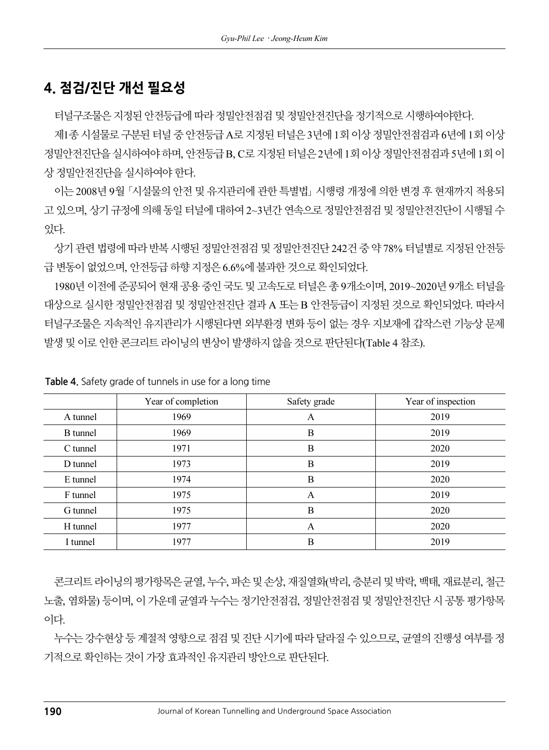## 4. 점검/진단 개선 필요성

터널구조물은 지정된 안전등급에 따라 정밀안전점검 및 정밀안전진단을 정기적으로 시행하여야한다.

제1종 시설물로 구분된 터널 중 안전등급 A로 지정된 터널은 3년에 1회 이상 정밀안전점검과 6년에 1회 이상 정밀안전진단을 실시하여야 하며, 안전등급 B, C로 지정된 터널은 2년에 1회 이상 정밀안전점검과 5년에 1회 이상 정밀안전진단을 실시하여야 한다.

이는 2008년 9월「시설물의 안전 및 유지관리에 관한 특별법」시행령 개정에 의한 변경 후 현재까지 적용되고 있으며, 상기 규정에 의해 동일 터널에 대하여 2~3년간 연속으로 정밀안전점검 및 정밀안전진단이 시행될 수 있다.

상기 관련 법령에 따라 반복 시행된 정밀안전점검 및 정밀안전진단 242건 중 약 78% 터널별로 지정된 안전등급 변동이 없었으며, 안전등급 하향 지정은 6.6%에 불과한 것으로 확인되었다.

1980년 이전에 준공되어 현재 공용 중인 국도 및 고속도로 터널은 총 9개소이며, 2019~2020년 9개소 터널을 대상으로 실시한 정밀안전점검 및 정밀안전진단 결과 A 또는 B 안전등급이 지정된 것으로 확인되었다. 따라서 터널구조물은 지속적인 유지관리가 시행된다면 외부환경 변화 등이 없는 경우 지보재에 갑작스런 기능상 문제 발생 및 이로 인한 콘크리트 라이닝의 변상이 발생하지 않을 것으로 판단된다(Table 4 참조).

**Table 4.** Safety grade of tunnels in use for a long time

| | Year of completion | Safety grade | Year of inspection |
|---|---|---|---|
| A tunnel | 1969 | A | 2019 |
| B tunnel | 1969 | B | 2019 |
| C tunnel | 1971 | B | 2020 |
| D tunnel | 1973 | B | 2019 |
| E tunnel | 1974 | B | 2020 |
| F tunnel | 1975 | A | 2019 |
| G tunnel | 1975 | B | 2020 |
| H tunnel | 1977 | A | 2020 |
| I tunnel | 1977 | B | 2019 |

콘크리트 라이닝의 평가항목은 균열, 누수, 파손 및 손상, 재질열화(박리, 층분리 및 박락, 백태, 재료분리, 철근노출, 염화물) 등이며, 이 가운데 균열과 누수는 정기안전점검, 정밀안전점검 및 정밀안전진단 시 공통 평가항목이다.

누수는 강수현상 등 계절적 영향으로 점검 및 진단 시기에 따라 달라질 수 있으므로, 균열의 진행성 여부를 정기적으로 확인하는 것이 가장 효과적인 유지관리 방안으로 판단된다.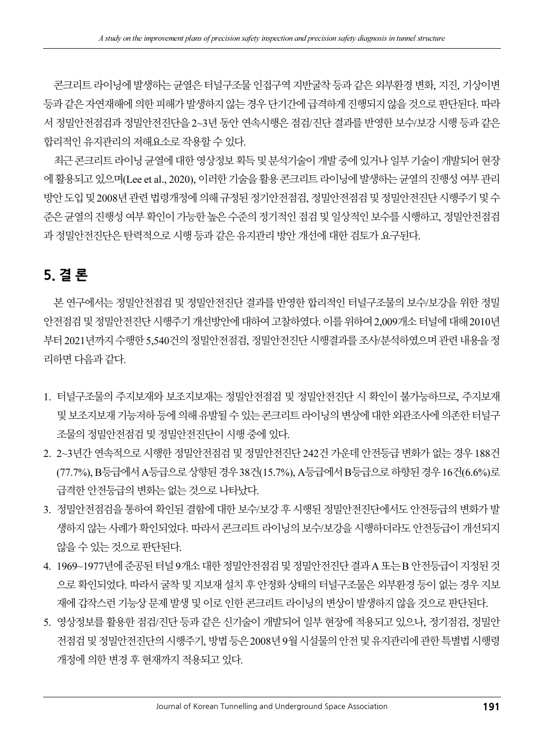콘크리트 라이닝에 발생하는 균열은 터널구조물 인접구역 지반굴착 등과 같은 외부환경 변화, 지진, 기상이변 등과 같은 자연재해에 의한 피해가 발생하지 않는 경우 단기간에 급격하게 진행되지 않을 것으로 판단된다. 따라서 정밀안전점검과 정밀안전진단을 2~3년 동안 연속시행은 점검/진단 결과를 반영한 보수/보강 시행 등과 같은 합리적인 유지관리의 저해요소로 작용할 수 있다.

최근 콘크리트 라이닝 균열에 대한 영상정보 획득 및 분석기술이 개발 중에 있거나 일부 기술이 개발되어 현장에 활용되고 있으며(Lee et al., 2020), 이러한 기술을 활용 콘크리트 라이닝에 발생하는 균열의 진행성 여부 관리 방안 도입 및 2008년 관련 법령개정에 의해 규정된 정기안전점검, 정밀안전점검 및 정밀안전진단 시행주기 및 수준은 균열의 진행성 여부 확인이 가능한 높은 수준의 정기적인 점검 및 일상적인 보수를 시행하고, 정밀안전점검과 정밀안전진단은 탄력적으로 시행 등과 같은 유지관리 방안 개선에 대한 검토가 요구된다.

## 5. 결 론

본 연구에서는 정밀안전점검 및 정밀안전진단 결과를 반영한 합리적인 터널구조물의 보수/보강을 위한 정밀안전점검 및 정밀안전진단 시행주기 개선방안에 대하여 고찰하였다. 이를 위하여 2,009개소 터널에 대해 2010년부터 2021년까지 수행한 5,540건의 정밀안전점검, 정밀안전진단 시행결과를 조사/분석하였으며 관련 내용을 정리하면 다음과 같다.

1. 터널구조물의 주지보재와 보조지보재는 정밀안전점검 및 정밀안전진단 시 확인이 불가능하므로, 주지보재 및 보조지보재 기능저하 등에 의해 유발될 수 있는 콘크리트 라이닝의 변상에 대한 외관조사에 의존한 터널구조물의 정밀안전점검 및 정밀안전진단이 시행 중에 있다.
2. 2~3년간 연속적으로 시행한 정밀안전점검 및 정밀안전진단 242건 가운데 안전등급 변화가 없는 경우 188건 (77.7%), B등급에서 A등급으로 상향된 경우 38건(15.7%), A등급에서 B등급으로 하향된 경우 16건(6.6%)로 급격한 안전등급의 변화는 없는 것으로 나타났다.
3. 정밀안전점검을 통하여 확인된 결함에 대한 보수/보강 후 시행된 정밀안전진단에서도 안전등급의 변화가 발생하지 않는 사례가 확인되었다. 따라서 콘크리트 라이닝의 보수/보강을 시행하더라도 안전등급이 개선되지 않을 수 있는 것으로 판단된다.
4. 1969~1977년에 준공된 터널 9개소 대한 정밀안전점검 및 정밀안전진단 결과 A 또는 B 안전등급이 지정된 것으로 확인되었다. 따라서 굴착 및 지보재 설치 후 안정화 상태의 터널구조물은 외부환경 등이 없는 경우 지보재에 갑작스런 기능상 문제 발생 및 이로 인한 콘크리트 라이닝의 변상이 발생하지 않을 것으로 판단된다.
5. 영상정보를 활용한 점검/진단 등과 같은 신기술이 개발되어 일부 현장에 적용되고 있으나, 정기점검, 정밀안전점검 및 정밀안전진단의 시행주기, 방법 등은 2008년 9월 시설물의 안전 및 유지관리에 관한 특별법 시행령 개정에 의한 변경 후 현재까지 적용되고 있다.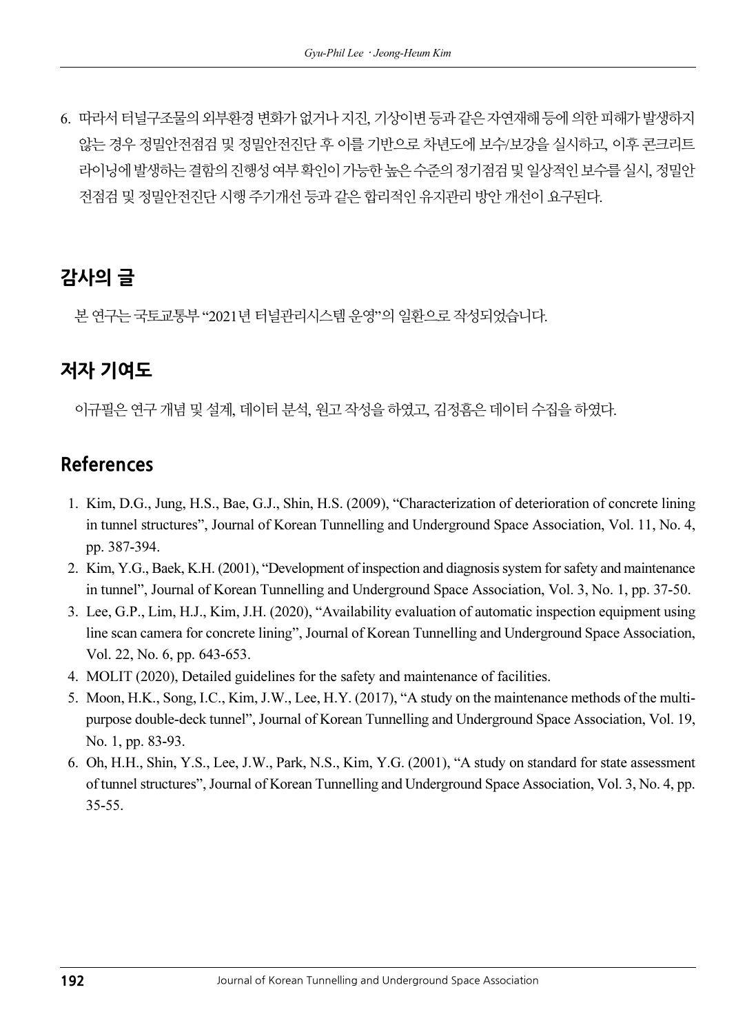6. 따라서 터널구조물의 외부환경 변화가 없거나 지진, 기상이변 등과 같은 자연재해 등에 의한 피해가 발생하지 않는 경우 정밀안전점검 및 정밀안전진단 후 이를 기반으로 차년도에 보수/보강을 실시하고, 이후 콘크리트 라이닝에 발생하는 결함의 진행성 여부 확인이 가능한 높은 수준의 정기점검 및 일상적인 보수를 실시, 정밀안전점검 및 정밀안전진단 시행 주기개선 등과 같은 합리적인 유지관리 방안 개선이 요구된다.

## 감사의 글

본 연구는 국토교통부 "2021년 터널관리시스템 운영"의 일환으로 작성되었습니다.

## 저자 기여도

이규필은 연구 개념 및 설계, 데이터 분석, 원고 작성을 하였고, 김정흠은 데이터 수집을 하였다.

## References

1. Kim, D.G., Jung, H.S., Bae, G.J., Shin, H.S. (2009), "Characterization of deterioration of concrete lining in tunnel structures", Journal of Korean Tunnelling and Underground Space Association, Vol. 11, No. 4, pp. 387-394.
2. Kim, Y.G., Baek, K.H. (2001), "Development of inspection and diagnosis system for safety and maintenance in tunnel", Journal of Korean Tunnelling and Underground Space Association, Vol. 3, No. 1, pp. 37-50.
3. Lee, G.P., Lim, H.J., Kim, J.H. (2020), "Availability evaluation of automatic inspection equipment using line scan camera for concrete lining", Journal of Korean Tunnelling and Underground Space Association, Vol. 22, No. 6, pp. 643-653.
4. MOLIT (2020), Detailed guidelines for the safety and maintenance of facilities.
5. Moon, H.K., Song, I.C., Kim, J.W., Lee, H.Y. (2017), "A study on the maintenance methods of the multi-purpose double-deck tunnel", Journal of Korean Tunnelling and Underground Space Association, Vol. 19, No. 1, pp. 83-93.
6. Oh, H.H., Shin, Y.S., Lee, J.W., Park, N.S., Kim, Y.G. (2001), "A study on standard for state assessment of tunnel structures", Journal of Korean Tunnelling and Underground Space Association, Vol. 3, No. 4, pp. 35-55.